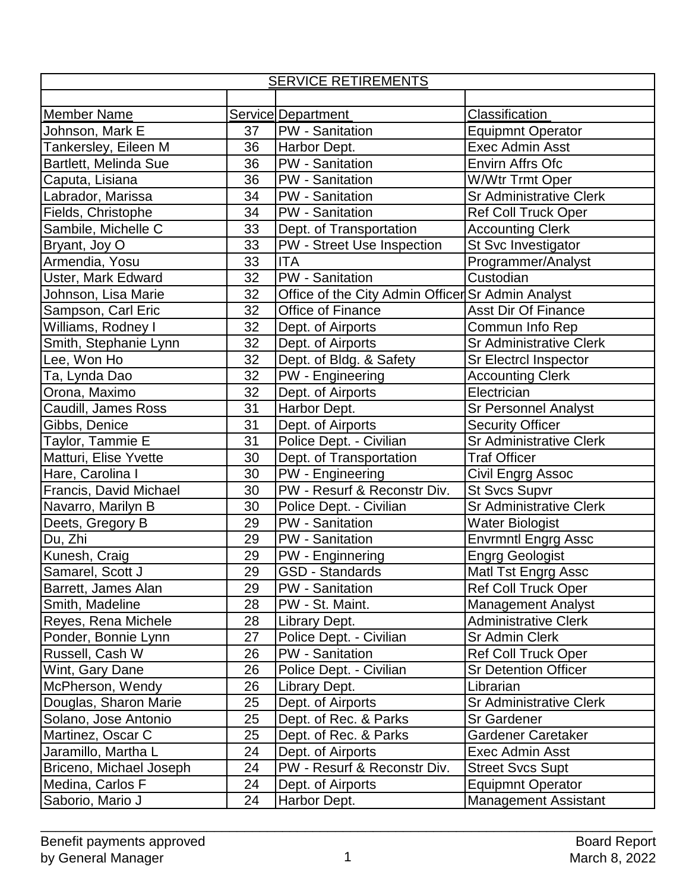## SERVICE RETIREMENTS

| Member Name | Service | Department | Classification |
|---|---|---|---|
| Johnson, Mark E | 37 | PW - Sanitation | Equipmnt Operator |
| Tankersley, Eileen M | 36 | Harbor Dept. | Exec Admin Asst |
| Bartlett, Melinda Sue | 36 | PW - Sanitation | Envirn Affrs Ofc |
| Caputa, Lisiana | 36 | PW - Sanitation | W/Wtr Trmt Oper |
| Labrador, Marissa | 34 | PW - Sanitation | Sr Administrative Clerk |
| Fields, Christophe | 34 | PW - Sanitation | Ref Coll Truck Oper |
| Sambile, Michelle C | 33 | Dept. of Transportation | Accounting Clerk |
| Bryant, Joy O | 33 | PW - Street Use Inspection | St Svc Investigator |
| Armendia, Yosu | 33 | ITA | Programmer/Analyst |
| Uster, Mark Edward | 32 | PW - Sanitation | Custodian |
| Johnson, Lisa Marie | 32 | Office of the City Admin Officer | Sr Admin Analyst |
| Sampson, Carl Eric | 32 | Office of Finance | Asst Dir Of Finance |
| Williams, Rodney I | 32 | Dept. of Airports | Commun Info Rep |
| Smith, Stephanie Lynn | 32 | Dept. of Airports | Sr Administrative Clerk |
| Lee, Won Ho | 32 | Dept. of Bldg. & Safety | Sr Electrcl Inspector |
| Ta, Lynda Dao | 32 | PW - Engineering | Accounting Clerk |
| Orona, Maximo | 32 | Dept. of Airports | Electrician |
| Caudill, James Ross | 31 | Harbor Dept. | Sr Personnel Analyst |
| Gibbs, Denice | 31 | Dept. of Airports | Security Officer |
| Taylor, Tammie E | 31 | Police Dept. - Civilian | Sr Administrative Clerk |
| Matturi, Elise Yvette | 30 | Dept. of Transportation | Traf Officer |
| Hare, Carolina I | 30 | PW - Engineering | Civil Engrg Assoc |
| Francis, David Michael | 30 | PW - Resurf & Reconstr Div. | St Svcs Supvr |
| Navarro, Marilyn B | 30 | Police Dept. - Civilian | Sr Administrative Clerk |
| Deets, Gregory B | 29 | PW - Sanitation | Water Biologist |
| Du, Zhi | 29 | PW - Sanitation | Envrmntl Engrg Assc |
| Kunesh, Craig | 29 | PW - Enginnering | Engrg Geologist |
| Samarel, Scott J | 29 | GSD - Standards | Matl Tst Engrg Assc |
| Barrett, James Alan | 29 | PW - Sanitation | Ref Coll Truck Oper |
| Smith, Madeline | 28 | PW - St. Maint. | Management Analyst |
| Reyes, Rena Michele | 28 | Library Dept. | Administrative Clerk |
| Ponder, Bonnie Lynn | 27 | Police Dept. - Civilian | Sr Admin Clerk |
| Russell, Cash W | 26 | PW - Sanitation | Ref Coll Truck Oper |
| Wint, Gary Dane | 26 | Police Dept. - Civilian | Sr Detention Officer |
| McPherson, Wendy | 26 | Library Dept. | Librarian |
| Douglas, Sharon Marie | 25 | Dept. of Airports | Sr Administrative Clerk |
| Solano, Jose Antonio | 25 | Dept. of Rec. & Parks | Sr Gardener |
| Martinez, Oscar C | 25 | Dept. of Rec. & Parks | Gardener Caretaker |
| Jaramillo, Martha L | 24 | Dept. of Airports | Exec Admin Asst |
| Briceno, Michael Joseph | 24 | PW - Resurf & Reconstr Div. | Street Svcs Supt |
| Medina, Carlos F | 24 | Dept. of Airports | Equipmnt Operator |
| Saborio, Mario J | 24 | Harbor Dept. | Management Assistant |

Benefit payments approved by General Manager

Board Report March 8, 2022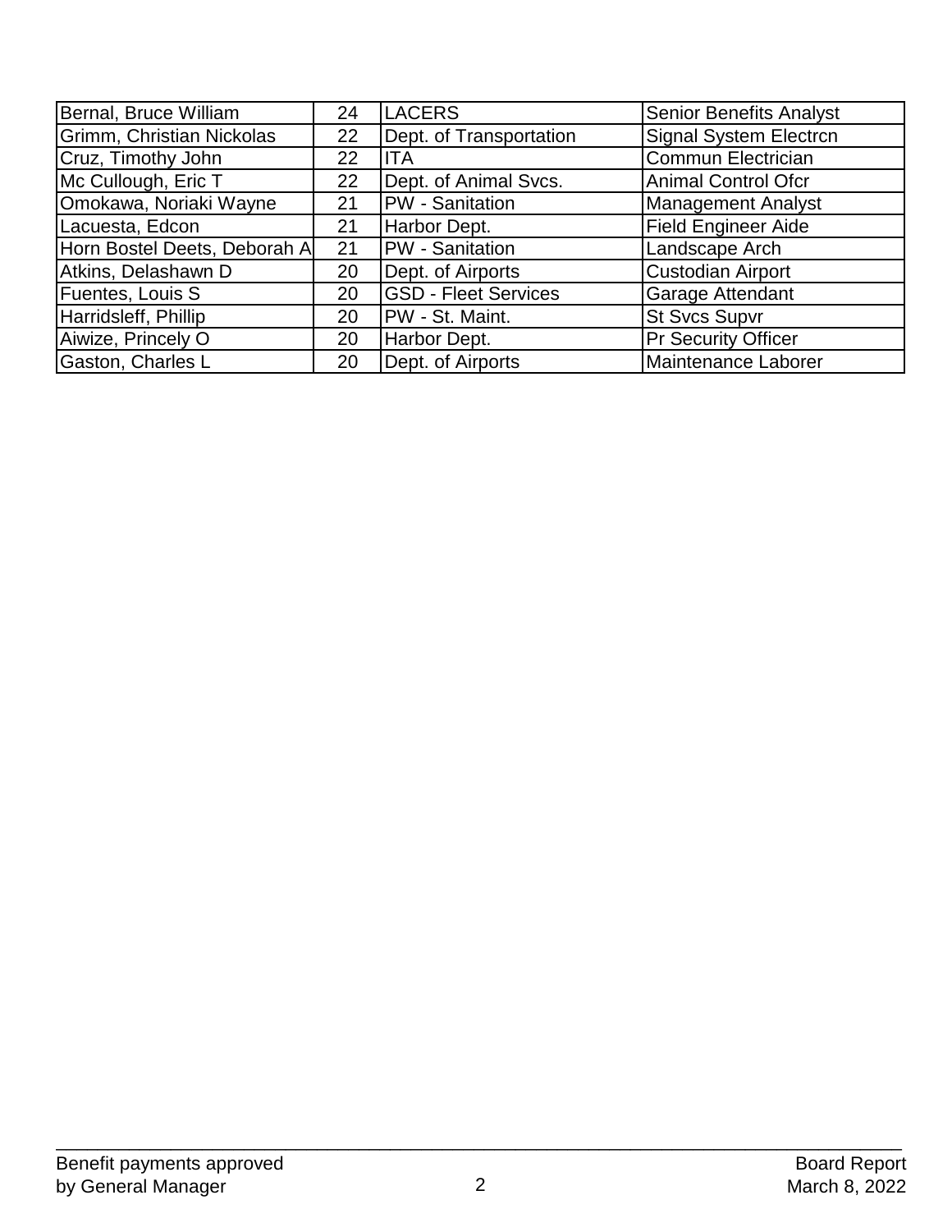| | | | |
|---|---|---|---|
| Bernal, Bruce William | 24 | LACERS | Senior Benefits Analyst |
| Grimm, Christian Nickolas | 22 | Dept. of Transportation | Signal System Electrcn |
| Cruz, Timothy John | 22 | ITA | Commun Electrician |
| Mc Cullough, Eric T | 22 | Dept. of Animal Svcs. | Animal Control Ofcr |
| Omokawa, Noriaki Wayne | 21 | PW - Sanitation | Management Analyst |
| Lacuesta, Edcon | 21 | Harbor Dept. | Field Engineer Aide |
| Horn Bostel Deets, Deborah A | 21 | PW - Sanitation | Landscape Arch |
| Atkins, Delashawn D | 20 | Dept. of Airports | Custodian Airport |
| Fuentes, Louis S | 20 | GSD - Fleet Services | Garage Attendant |
| Harridsleff, Phillip | 20 | PW - St. Maint. | St Svcs Supvr |
| Aiwize, Princely O | 20 | Harbor Dept. | Pr Security Officer |
| Gaston, Charles L | 20 | Dept. of Airports | Maintenance Laborer |